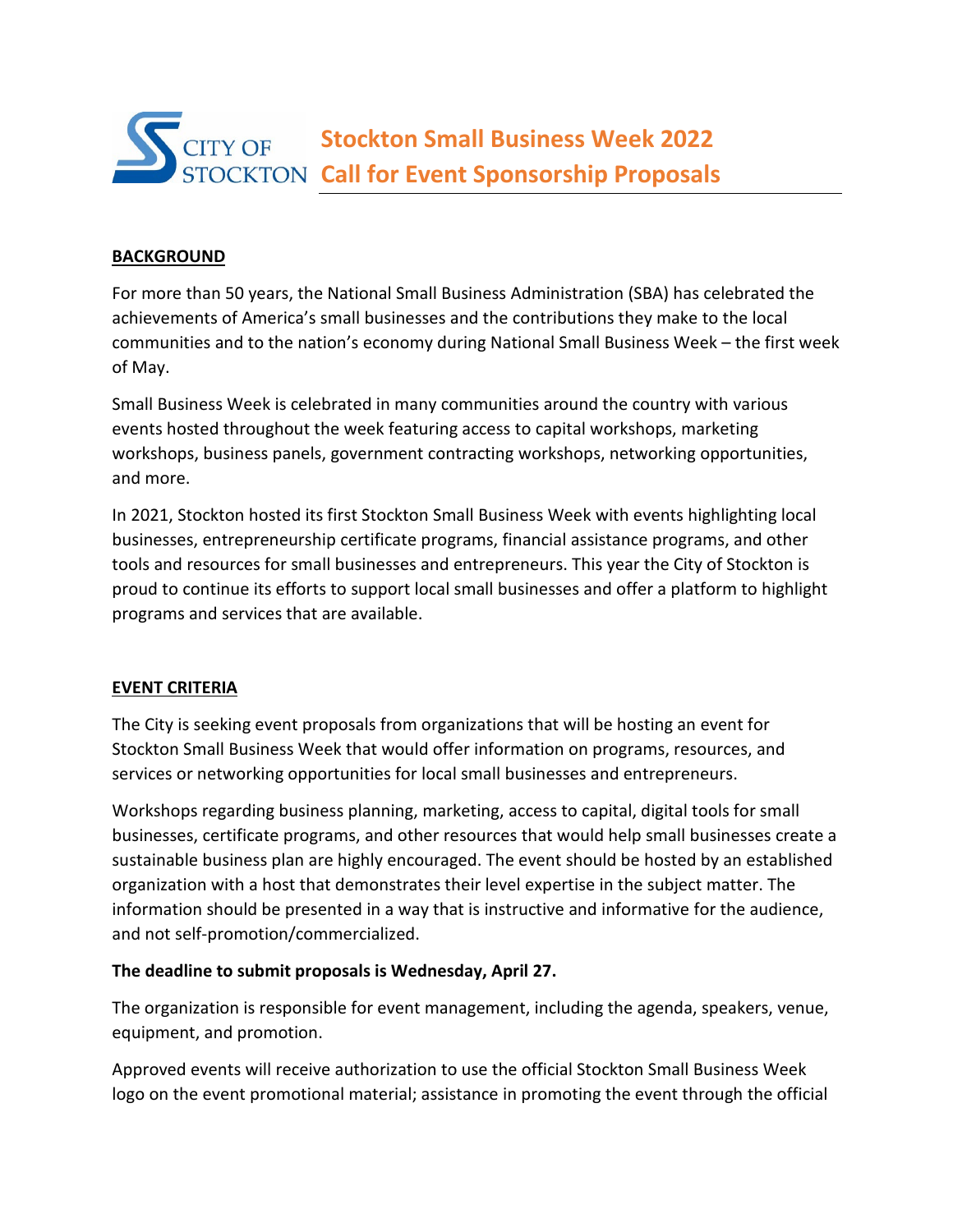CITY OF STOCKTON

# Stockton Small Business Week 2022
# Call for Event Sponsorship Proposals

**BACKGROUND**

For more than 50 years, the National Small Business Administration (SBA) has celebrated the achievements of America's small businesses and the contributions they make to the local communities and to the nation's economy during National Small Business Week – the first week of May.

Small Business Week is celebrated in many communities around the country with various events hosted throughout the week featuring access to capital workshops, marketing workshops, business panels, government contracting workshops, networking opportunities, and more.

In 2021, Stockton hosted its first Stockton Small Business Week with events highlighting local businesses, entrepreneurship certificate programs, financial assistance programs, and other tools and resources for small businesses and entrepreneurs. This year the City of Stockton is proud to continue its efforts to support local small businesses and offer a platform to highlight programs and services that are available.

**EVENT CRITERIA**

The City is seeking event proposals from organizations that will be hosting an event for Stockton Small Business Week that would offer information on programs, resources, and services or networking opportunities for local small businesses and entrepreneurs.

Workshops regarding business planning, marketing, access to capital, digital tools for small businesses, certificate programs, and other resources that would help small businesses create a sustainable business plan are highly encouraged. The event should be hosted by an established organization with a host that demonstrates their level expertise in the subject matter. The information should be presented in a way that is instructive and informative for the audience, and not self-promotion/commercialized.

**The deadline to submit proposals is Wednesday, April 27.**

The organization is responsible for event management, including the agenda, speakers, venue, equipment, and promotion.

Approved events will receive authorization to use the official Stockton Small Business Week logo on the event promotional material; assistance in promoting the event through the official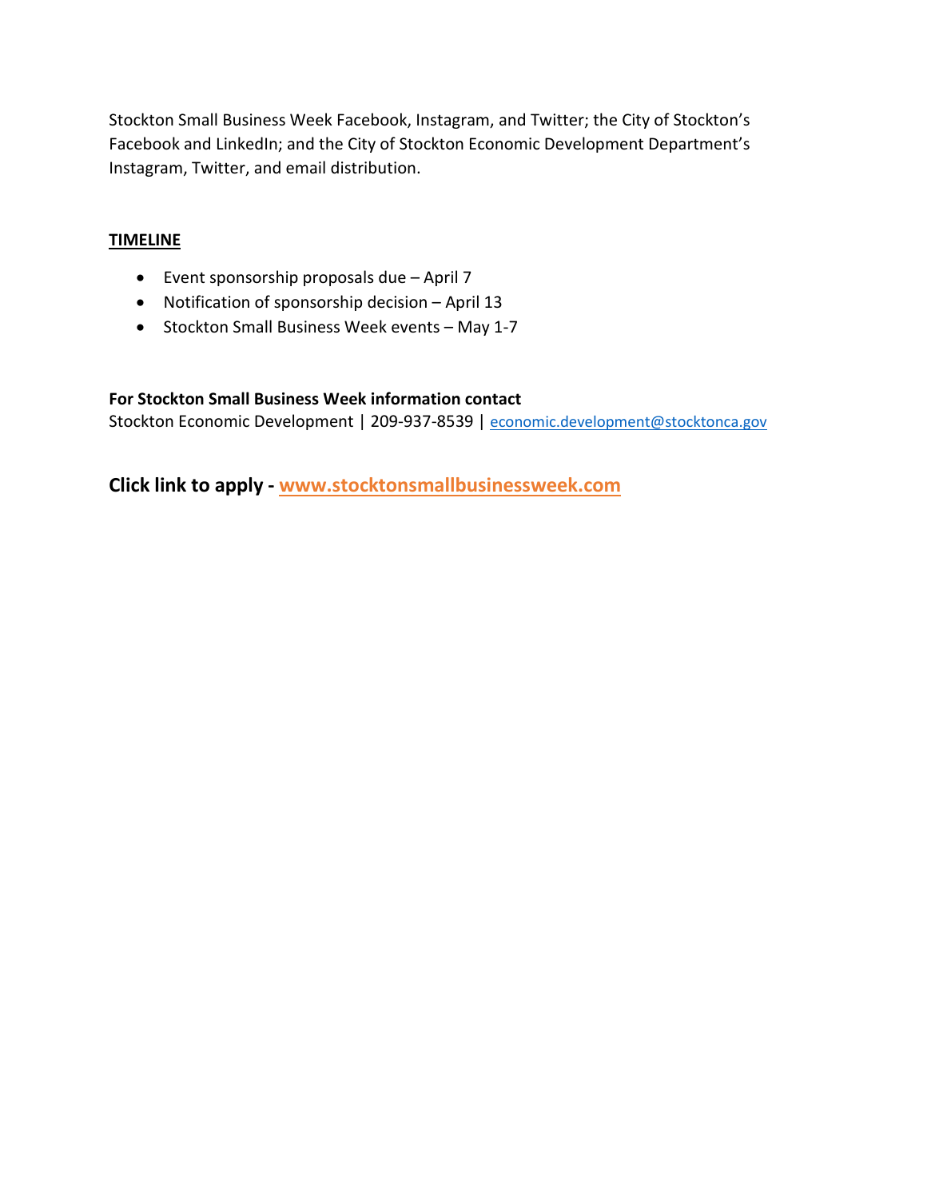Stockton Small Business Week Facebook, Instagram, and Twitter; the City of Stockton's Facebook and LinkedIn; and the City of Stockton Economic Development Department's Instagram, Twitter, and email distribution.

## TIMELINE

- Event sponsorship proposals due – April 7
- Notification of sponsorship decision – April 13
- Stockton Small Business Week events – May 1-7

**For Stockton Small Business Week information contact**
Stockton Economic Development | 209-937-8539 | economic.development@stocktonca.gov

**Click link to apply - www.stocktonsmallbusinessweek.com**